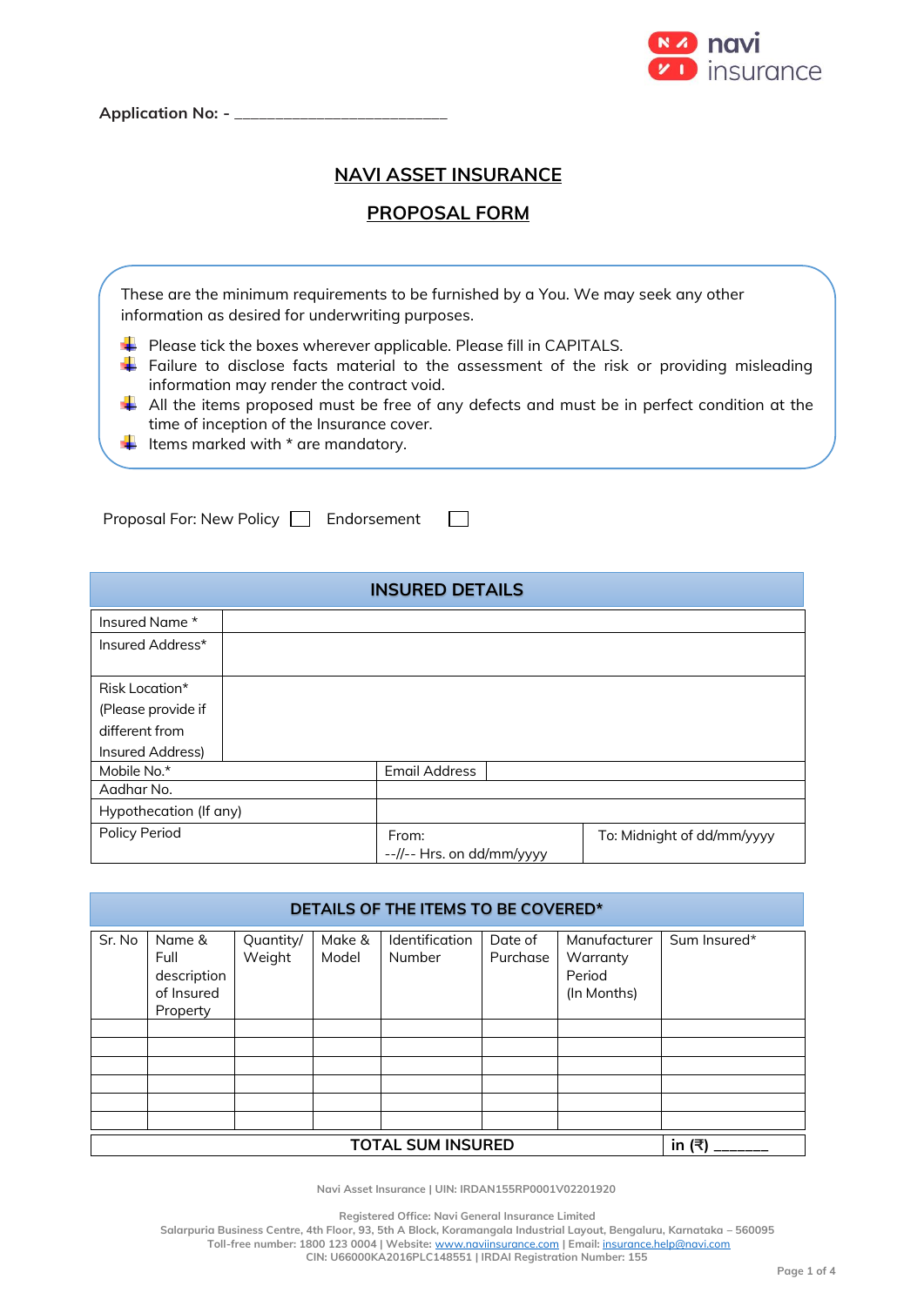Application No: - ________________________

# NAVI ASSET INSURANCE

## PROPOSAL FORM

These are the minimum requirements to be furnished by a You. We may seek any other information as desired for underwriting purposes.

- Please tick the boxes wherever applicable. Please fill in CAPITALS.
- Failure to disclose facts material to the assessment of the risk or providing misleading information may render the contract void.
- All the items proposed must be free of any defects and must be in perfect condition at the time of inception of the Insurance cover.
- Items marked with * are mandatory.

Proposal For: New Policy ☐ Endorsement ☐

| INSURED DETAILS | | | |
|---|---|---|---|
| Insured Name * | | | |
| Insured Address* | | | |
| Risk Location* (Please provide if different from Insured Address) | | | |
| Mobile No.* | | Email Address | |
| Aadhar No. | | | |
| Hypothecation (If any) | | | |
| Policy Period | From: --//-- Hrs. on dd/mm/yyyy | To: Midnight of dd/mm/yyyy | |

**DETAILS OF THE ITEMS TO BE COVERED***

| Sr. No | Name & Full description of Insured Property | Quantity/ Weight | Make & Model | Identification Number | Date of Purchase | Manufacturer Warranty Period (In Months) | Sum Insured* |
|---|---|---|---|---|---|---|---|
| | | | | | | | |
| | | | | | | | |
| | | | | | | | |
| | | | | | | | |
| | | | | | | | |
| | | | | | | | |
| **TOTAL SUM INSURED** | | | | | | | **in (₹) ______** |

Navi Asset Insurance | UIN: IRDAN155RP0001V02201920

Registered Office: Navi General Insurance Limited
Salarpuria Business Centre, 4th Floor, 93, 5th A Block, Koramangala Industrial Layout, Bengaluru, Karnataka – 560095
Toll-free number: 1800 123 0004 | Website: www.naviinsurance.com | Email: insurance.help@navi.com
CIN: U66000KA2016PLC148551 | IRDAI Registration Number: 155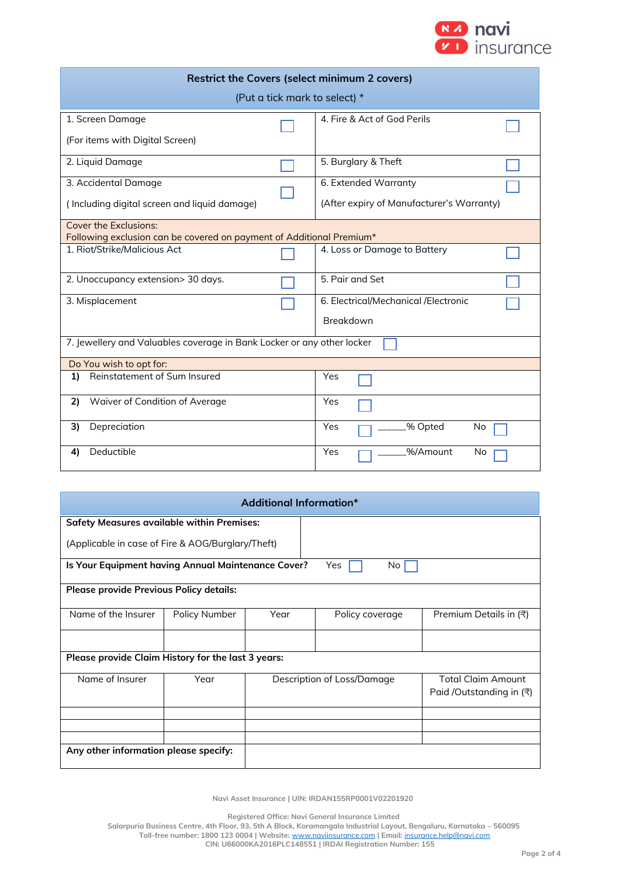## Restrict the Covers (select minimum 2 covers)

(Put a tick mark to select) *

| | | | |
|---|---|---|---|
| 1. Screen Damage<br>(For items with Digital Screen) | ☐ | 4. Fire & Act of God Perils | ☐ |
| 2. Liquid Damage | ☐ | 5. Burglary & Theft | ☐ |
| 3. Accidental Damage<br>( Including digital screen and liquid damage) | ☐ | 6. Extended Warranty<br>(After expiry of Manufacturer's Warranty) | ☐ |

**Cover the Exclusions:**
Following exclusion can be covered on payment of Additional Premium*

| | | | |
|---|---|---|---|
| 1. Riot/Strike/Malicious Act | ☐ | 4. Loss or Damage to Battery | ☐ |
| 2. Unoccupancy extension> 30 days. | ☐ | 5. Pair and Set | ☐ |
| 3. Misplacement | ☐ | 6. Electrical/Mechanical /Electronic Breakdown | ☐ |
| 7. Jewellery and Valuables coverage in Bank Locker or any other locker ☐ | | | |

**Do You wish to opt for:**

| | |
|---|---|
| 1) Reinstatement of Sum Insured | Yes ☐ |
| 2) Waiver of Condition of Average | Yes ☐ |
| 3) Depreciation | Yes ☐ ______% Opted No ☐ |
| 4) Deductible | Yes ☐ ______%/Amount No ☐ |

## Additional Information*

| | |
|---|---|
| **Safety Measures available within Premises:**<br>(Applicable in case of Fire & AOG/Burglary/Theft) | |
| **Is Your Equipment having Annual Maintenance Cover?** | Yes ☐ No ☐ |

**Please provide Previous Policy details:**

| Name of the Insurer | Policy Number | Year | Policy coverage | Premium Details in (₹) |
|---|---|---|---|---|
| | | | | |

**Please provide Claim History for the last 3 years:**

| Name of Insurer | Year | Description of Loss/Damage | Total Claim Amount Paid /Outstanding in (₹) |
|---|---|---|---|
| | | | |
| | | | |
| | | | |

| | |
|---|---|
| **Any other information please specify:** | |

Navi Asset Insurance | UIN: IRDAN155RP0001V02201920

Registered Office: Navi General Insurance Limited
Salarpuria Business Centre, 4th Floor, 93, 5th A Block, Koramangala Industrial Layout, Bengaluru, Karnataka – 560095
Toll-free number: 1800 123 0004 | Website: www.naviinsurance.com | Email: insurance.help@navi.com
CIN: U66000KA2016PLC148551 | IRDAI Registration Number: 155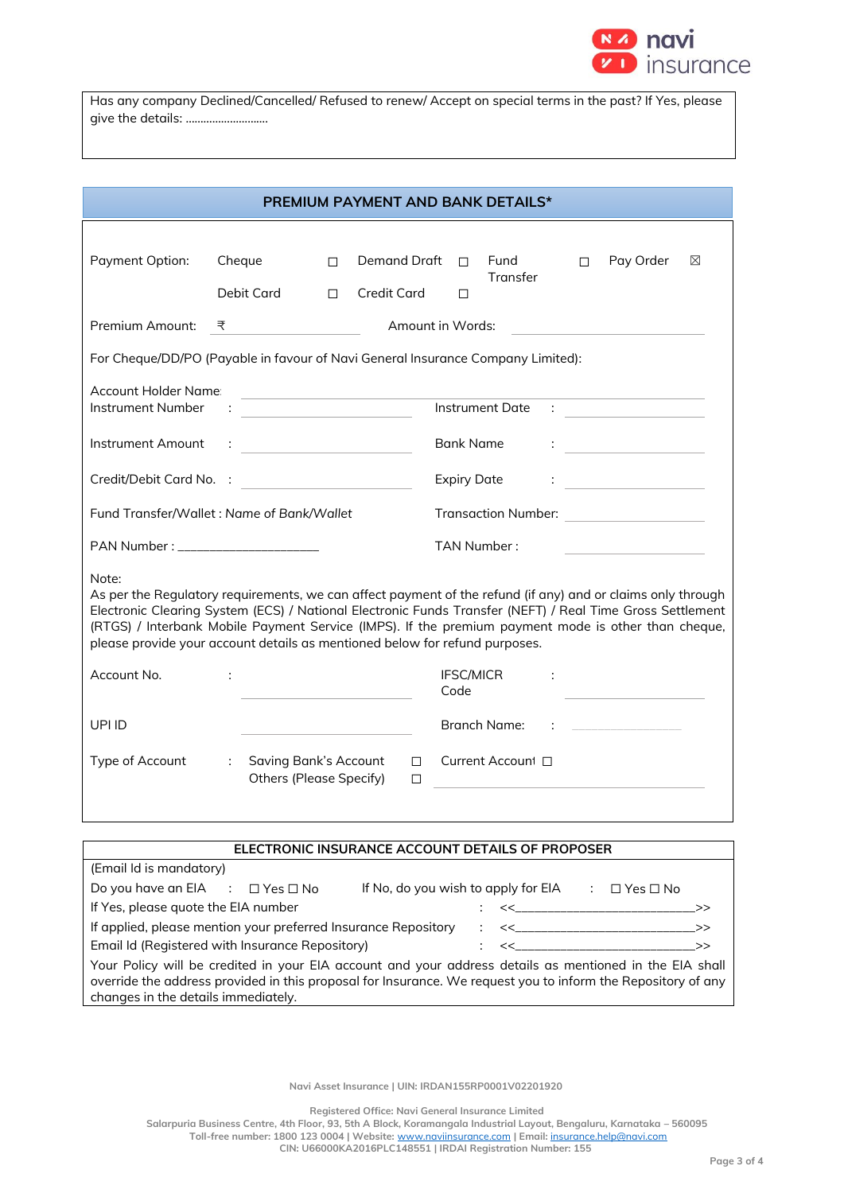Has any company Declined/Cancelled/ Refused to renew/ Accept on special terms in the past? If Yes, please give the details: ..........................

## PREMIUM PAYMENT AND BANK DETAILS*

Payment Option: Cheque ☐ Demand Draft ☐ Fund Transfer ☐ Pay Order ☒

Debit Card ☐ Credit Card ☐

Premium Amount: ₹ ____________ Amount in Words: ____________

For Cheque/DD/PO (Payable in favour of Navi General Insurance Company Limited):

Account Holder Name: ____________

Instrument Number : ____________ Instrument Date : ____________

Instrument Amount : ____________ Bank Name : ____________

Credit/Debit Card No. : ____________ Expiry Date : ____________

Fund Transfer/Wallet : *Name of Bank/Wallet* Transaction Number: ____________

PAN Number : ____________ TAN Number : ____________

Note:
As per the Regulatory requirements, we can affect payment of the refund (if any) and or claims only through Electronic Clearing System (ECS) / National Electronic Funds Transfer (NEFT) / Real Time Gross Settlement (RTGS) / Interbank Mobile Payment Service (IMPS). If the premium payment mode is other than cheque, please provide your account details as mentioned below for refund purposes.

Account No. : ____________ IFSC/MICR Code : ____________

UPI ID ____________ Branch Name: : ____________

Type of Account : Saving Bank's Account ☐ Current Account ☐
Others (Please Specify) ☐ ____________

## ELECTRONIC INSURANCE ACCOUNT DETAILS OF PROPOSER

(Email Id is mandatory)

Do you have an EIA : ☐ Yes ☐ No If No, do you wish to apply for EIA : ☐ Yes ☐ No

If Yes, please quote the EIA number : <<____________>>

If applied, please mention your preferred Insurance Repository : <<____________>>

Email Id (Registered with Insurance Repository) : <<____________>>

Your Policy will be credited in your EIA account and your address details as mentioned in the EIA shall override the address provided in this proposal for Insurance. We request you to inform the Repository of any changes in the details immediately.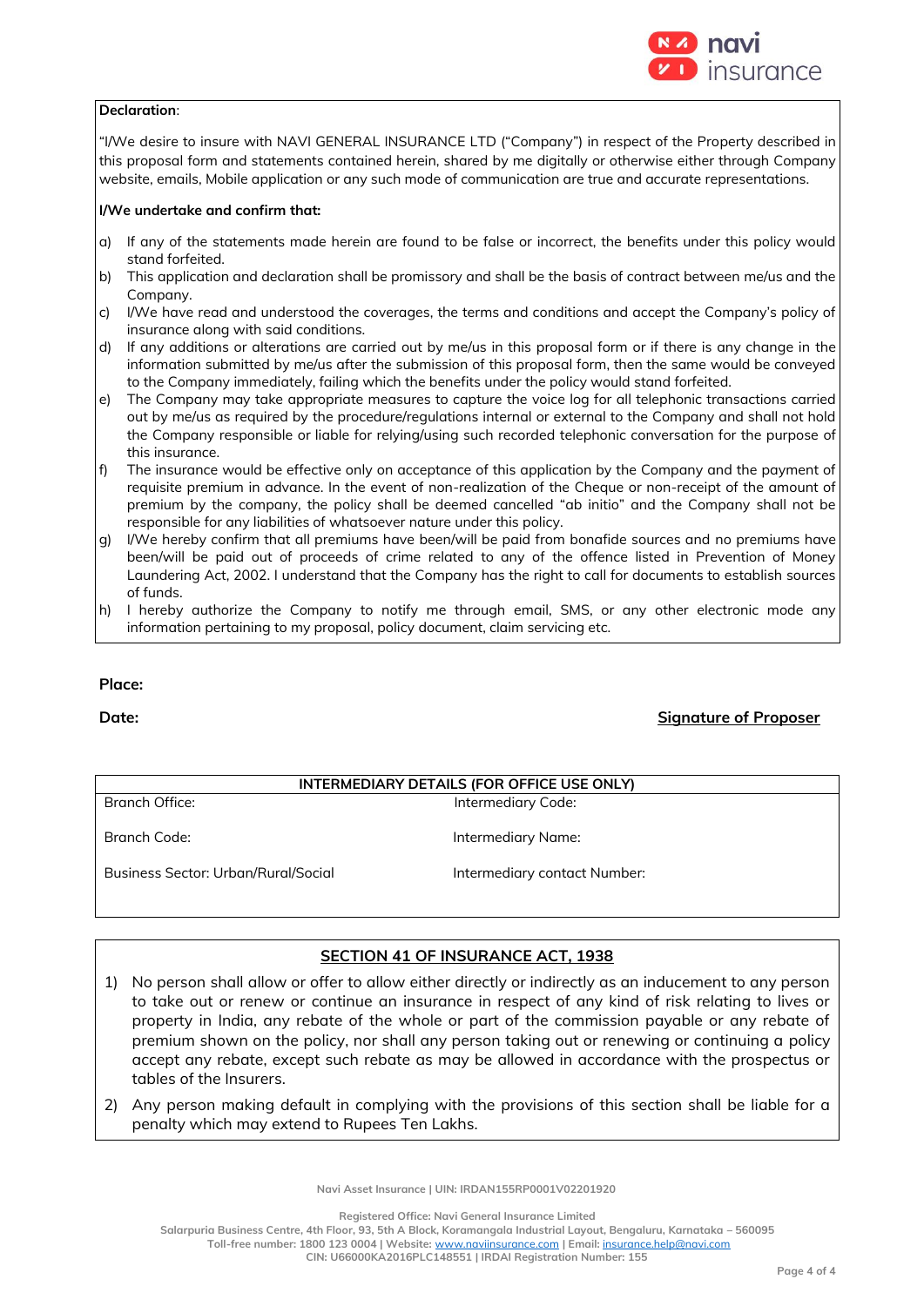**Declaration**:

"I/We desire to insure with NAVI GENERAL INSURANCE LTD ("Company") in respect of the Property described in this proposal form and statements contained herein, shared by me digitally or otherwise either through Company website, emails, Mobile application or any such mode of communication are true and accurate representations.

**I/We undertake and confirm that:**

a) If any of the statements made herein are found to be false or incorrect, the benefits under this policy would stand forfeited.
b) This application and declaration shall be promissory and shall be the basis of contract between me/us and the Company.
c) I/We have read and understood the coverages, the terms and conditions and accept the Company's policy of insurance along with said conditions.
d) If any additions or alterations are carried out by me/us in this proposal form or if there is any change in the information submitted by me/us after the submission of this proposal form, then the same would be conveyed to the Company immediately, failing which the benefits under the policy would stand forfeited.
e) The Company may take appropriate measures to capture the voice log for all telephonic transactions carried out by me/us as required by the procedure/regulations internal or external to the Company and shall not hold the Company responsible or liable for relying/using such recorded telephonic conversation for the purpose of this insurance.
f) The insurance would be effective only on acceptance of this application by the Company and the payment of requisite premium in advance. In the event of non-realization of the Cheque or non-receipt of the amount of premium by the company, the policy shall be deemed cancelled "ab initio" and the Company shall not be responsible for any liabilities of whatsoever nature under this policy.
g) I/We hereby confirm that all premiums have been/will be paid from bonafide sources and no premiums have been/will be paid out of proceeds of crime related to any of the offence listed in Prevention of Money Laundering Act, 2002. I understand that the Company has the right to call for documents to establish sources of funds.
h) I hereby authorize the Company to notify me through email, SMS, or any other electronic mode any information pertaining to my proposal, policy document, claim servicing etc.

**Place:**

**Date:** **Signature of Proposer**

| INTERMEDIARY DETAILS (FOR OFFICE USE ONLY) | |
|---|---|
| Branch Office: | Intermediary Code: |
| Branch Code: | Intermediary Name: |
| Business Sector: Urban/Rural/Social | Intermediary contact Number: |

## SECTION 41 OF INSURANCE ACT, 1938

1) No person shall allow or offer to allow either directly or indirectly as an inducement to any person to take out or renew or continue an insurance in respect of any kind of risk relating to lives or property in India, any rebate of the whole or part of the commission payable or any rebate of premium shown on the policy, nor shall any person taking out or renewing or continuing a policy accept any rebate, except such rebate as may be allowed in accordance with the prospectus or tables of the Insurers.
2) Any person making default in complying with the provisions of this section shall be liable for a penalty which may extend to Rupees Ten Lakhs.

Navi Asset Insurance | UIN: IRDAN155RP0001V02201920

Registered Office: Navi General Insurance Limited
Salarpuria Business Centre, 4th Floor, 93, 5th A Block, Koramangala Industrial Layout, Bengaluru, Karnataka – 560095
Toll-free number: 1800 123 0004 | Website: www.naviinsurance.com | Email: insurance.help@navi.com
CIN: U66000KA2016PLC148551 | IRDAI Registration Number: 155